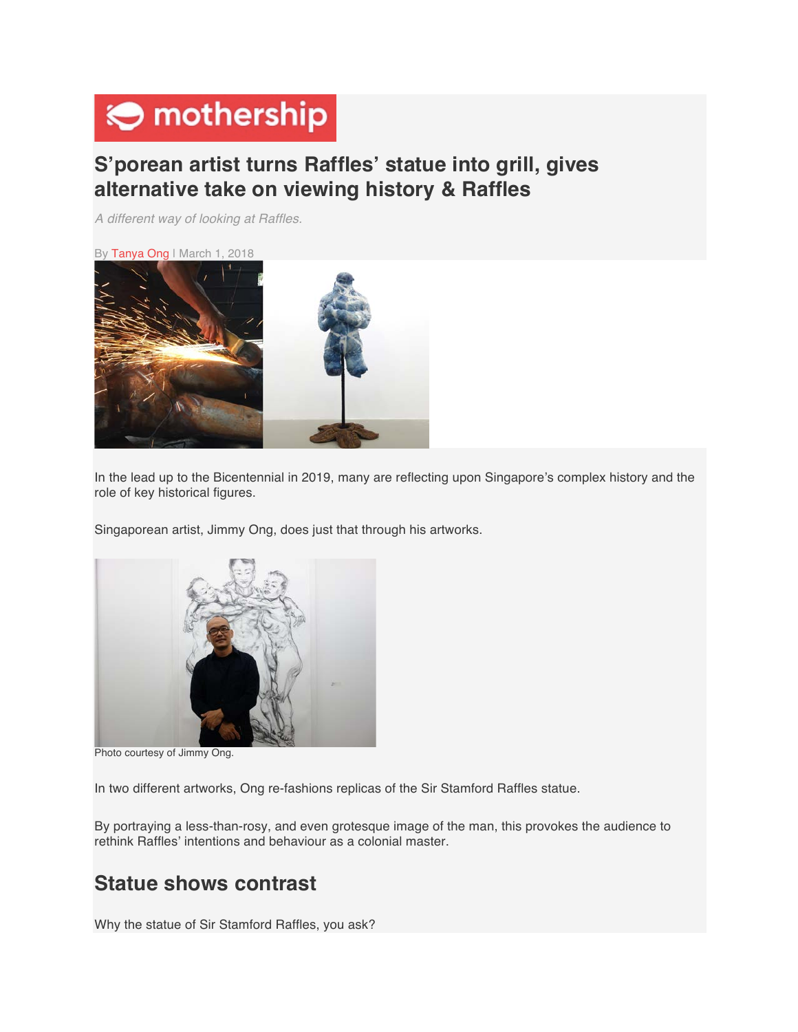# S'porean artist turns Raffles' statue into grill, gives alternative take on viewing history & Raffles

*A different way of looking at Raffles.*

By Tanya Ong | March 1, 2018

In the lead up to the Bicentennial in 2019, many are reflecting upon Singapore's complex history and the role of key historical figures.

Singaporean artist, Jimmy Ong, does just that through his artworks.

Photo courtesy of Jimmy Ong.

In two different artworks, Ong re-fashions replicas of the Sir Stamford Raffles statue.

By portraying a less-than-rosy, and even grotesque image of the man, this provokes the audience to rethink Raffles' intentions and behaviour as a colonial master.

## Statue shows contrast

Why the statue of Sir Stamford Raffles, you ask?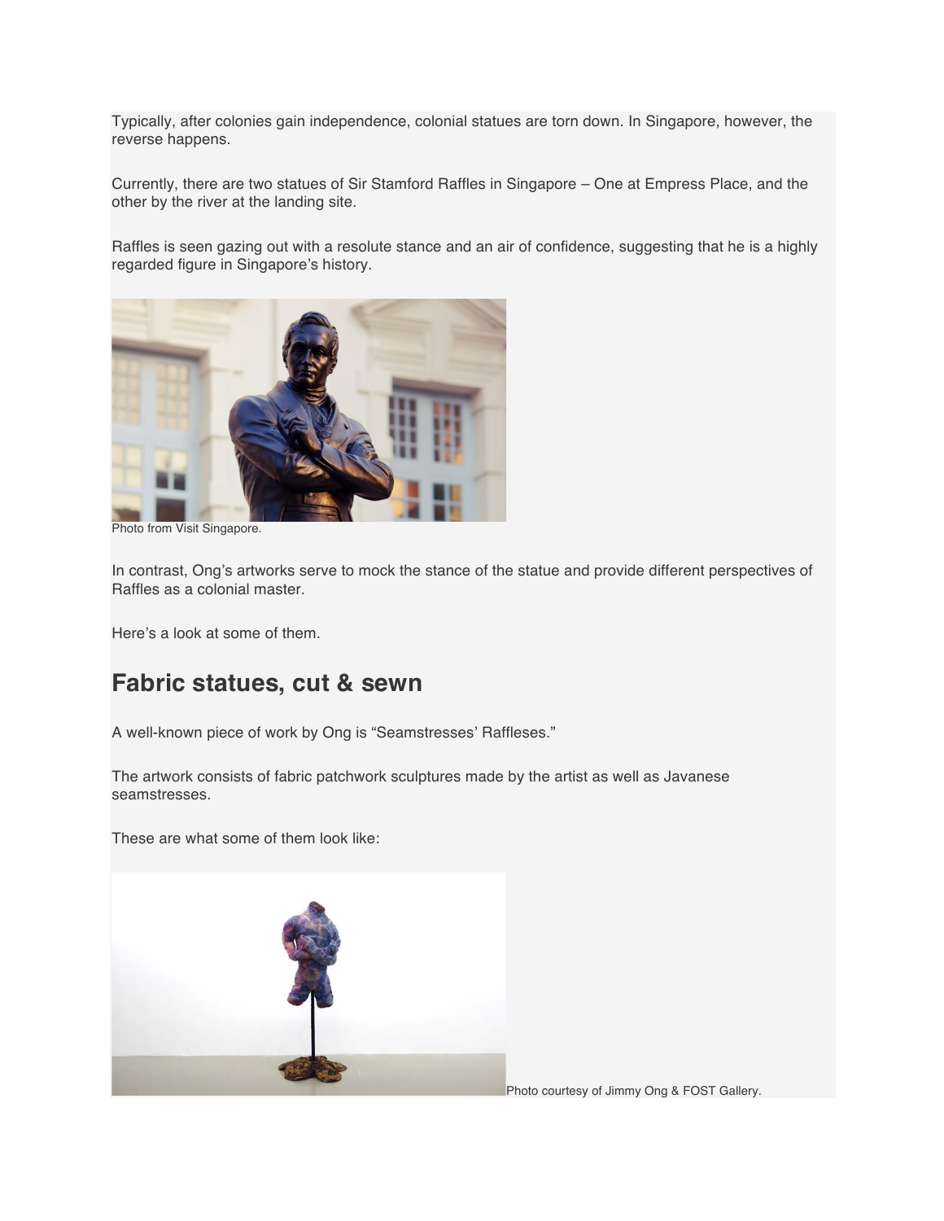Typically, after colonies gain independence, colonial statues are torn down. In Singapore, however, the reverse happens.

Currently, there are two statues of Sir Stamford Raffles in Singapore – One at Empress Place, and the other by the river at the landing site.

Raffles is seen gazing out with a resolute stance and an air of confidence, suggesting that he is a highly regarded figure in Singapore's history.

Photo from Visit Singapore.

In contrast, Ong's artworks serve to mock the stance of the statue and provide different perspectives of Raffles as a colonial master.

Here's a look at some of them.

## Fabric statues, cut & sewn

A well-known piece of work by Ong is "Seamstresses' Raffleses."

The artwork consists of fabric patchwork sculptures made by the artist as well as Javanese seamstresses.

These are what some of them look like:

Photo courtesy of Jimmy Ong & FOST Gallery.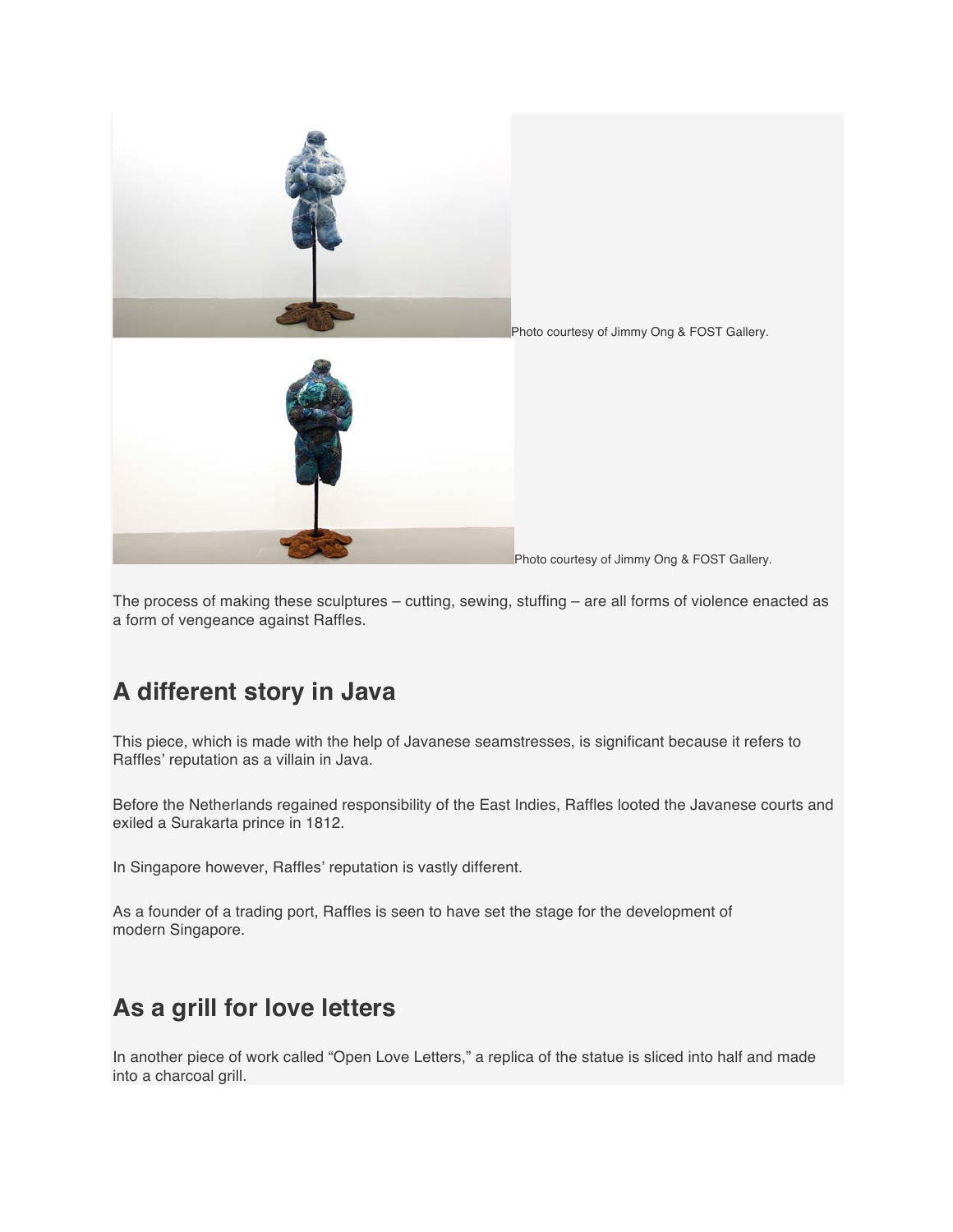Photo courtesy of Jimmy Ong & FOST Gallery.

Photo courtesy of Jimmy Ong & FOST Gallery.

The process of making these sculptures – cutting, sewing, stuffing – are all forms of violence enacted as a form of vengeance against Raffles.

## A different story in Java

This piece, which is made with the help of Javanese seamstresses, is significant because it refers to Raffles' reputation as a villain in Java.

Before the Netherlands regained responsibility of the East Indies, Raffles looted the Javanese courts and exiled a Surakarta prince in 1812.

In Singapore however, Raffles' reputation is vastly different.

As a founder of a trading port, Raffles is seen to have set the stage for the development of modern Singapore.

## As a grill for love letters

In another piece of work called "Open Love Letters," a replica of the statue is sliced into half and made into a charcoal grill.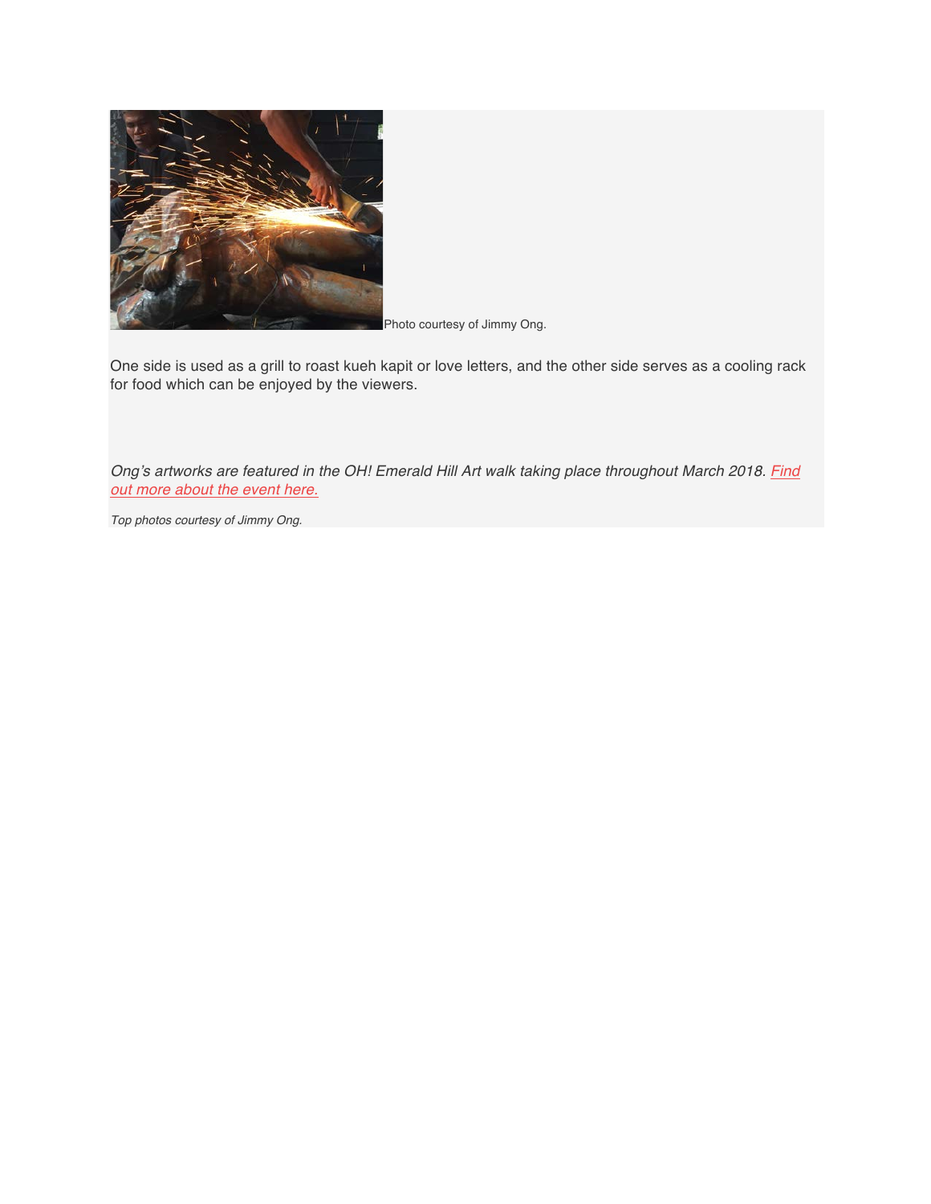Photo courtesy of Jimmy Ong.

One side is used as a grill to roast kueh kapit or love letters, and the other side serves as a cooling rack for food which can be enjoyed by the viewers.

*Ong's artworks are featured in the OH! Emerald Hill Art walk taking place throughout March 2018. Find out more about the event here.*

*Top photos courtesy of Jimmy Ong.*